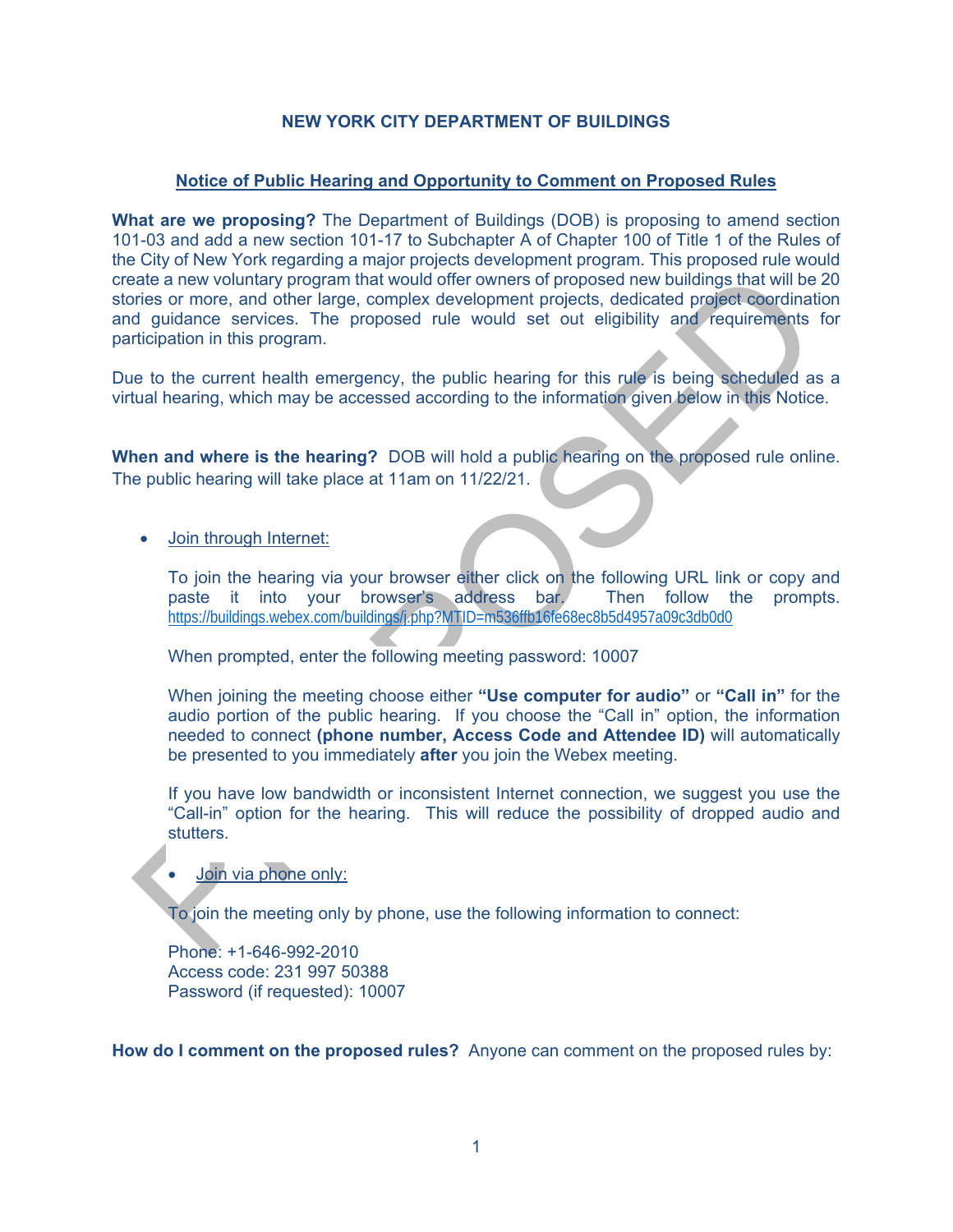**NEW YORK CITY DEPARTMENT OF BUILDINGS**

## Notice of Public Hearing and Opportunity to Comment on Proposed Rules

**What are we proposing?** The Department of Buildings (DOB) is proposing to amend section 101-03 and add a new section 101-17 to Subchapter A of Chapter 100 of Title 1 of the Rules of the City of New York regarding a major projects development program. This proposed rule would create a new voluntary program that would offer owners of proposed new buildings that will be 20 stories or more, and other large, complex development projects, dedicated project coordination and guidance services. The proposed rule would set out eligibility and requirements for participation in this program.

Due to the current health emergency, the public hearing for this rule is being scheduled as a virtual hearing, which may be accessed according to the information given below in this Notice.

**When and where is the hearing?** DOB will hold a public hearing on the proposed rule online. The public hearing will take place at 11am on 11/22/21.

- Join through Internet:

  To join the hearing via your browser either click on the following URL link or copy and paste it into your browser's address bar. Then follow the prompts. https://buildings.webex.com/buildings/j.php?MTID=m536ffb16fe68ec8b5d4957a09c3db0d0

  When prompted, enter the following meeting password: 10007

  When joining the meeting choose either **"Use computer for audio"** or **"Call in"** for the audio portion of the public hearing. If you choose the "Call in" option, the information needed to connect **(phone number, Access Code and Attendee ID)** will automatically be presented to you immediately **after** you join the Webex meeting.

  If you have low bandwidth or inconsistent Internet connection, we suggest you use the "Call-in" option for the hearing. This will reduce the possibility of dropped audio and stutters.

- Join via phone only:

  To join the meeting only by phone, use the following information to connect:

  Phone: +1-646-992-2010
  Access code: 231 997 50388
  Password (if requested): 10007

**How do I comment on the proposed rules?** Anyone can comment on the proposed rules by: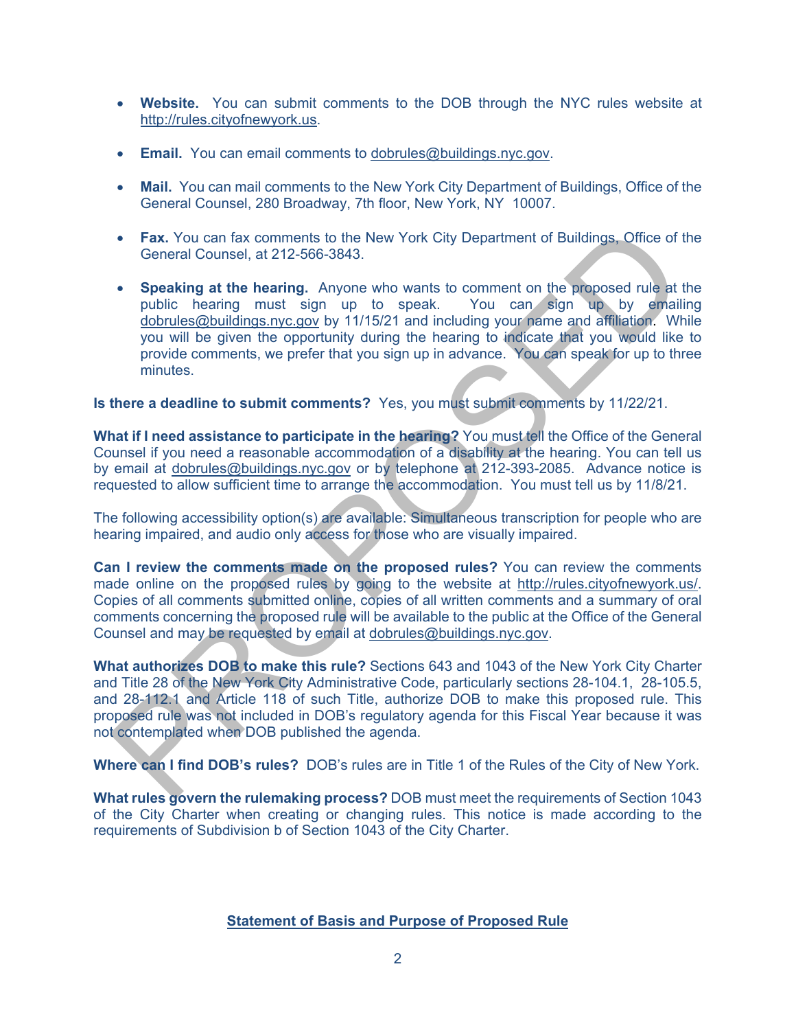- **Website.** You can submit comments to the DOB through the NYC rules website at http://rules.cityofnewyork.us.

- **Email.** You can email comments to dobrules@buildings.nyc.gov.

- **Mail.** You can mail comments to the New York City Department of Buildings, Office of the General Counsel, 280 Broadway, 7th floor, New York, NY 10007.

- **Fax.** You can fax comments to the New York City Department of Buildings, Office of the General Counsel, at 212-566-3843.

- **Speaking at the hearing.** Anyone who wants to comment on the proposed rule at the public hearing must sign up to speak. You can sign up by emailing dobrules@buildings.nyc.gov by 11/15/21 and including your name and affiliation. While you will be given the opportunity during the hearing to indicate that you would like to provide comments, we prefer that you sign up in advance. You can speak for up to three minutes.

**Is there a deadline to submit comments?** Yes, you must submit comments by 11/22/21.

**What if I need assistance to participate in the hearing?** You must tell the Office of the General Counsel if you need a reasonable accommodation of a disability at the hearing. You can tell us by email at dobrules@buildings.nyc.gov or by telephone at 212-393-2085. Advance notice is requested to allow sufficient time to arrange the accommodation. You must tell us by 11/8/21.

The following accessibility option(s) are available: Simultaneous transcription for people who are hearing impaired, and audio only access for those who are visually impaired.

**Can I review the comments made on the proposed rules?** You can review the comments made online on the proposed rules by going to the website at http://rules.cityofnewyork.us/. Copies of all comments submitted online, copies of all written comments and a summary of oral comments concerning the proposed rule will be available to the public at the Office of the General Counsel and may be requested by email at dobrules@buildings.nyc.gov.

**What authorizes DOB to make this rule?** Sections 643 and 1043 of the New York City Charter and Title 28 of the New York City Administrative Code, particularly sections 28-104.1, 28-105.5, and 28-112.1 and Article 118 of such Title, authorize DOB to make this proposed rule. This proposed rule was not included in DOB's regulatory agenda for this Fiscal Year because it was not contemplated when DOB published the agenda.

**Where can I find DOB's rules?** DOB's rules are in Title 1 of the Rules of the City of New York.

**What rules govern the rulemaking process?** DOB must meet the requirements of Section 1043 of the City Charter when creating or changing rules. This notice is made according to the requirements of Subdivision b of Section 1043 of the City Charter.

## Statement of Basis and Purpose of Proposed Rule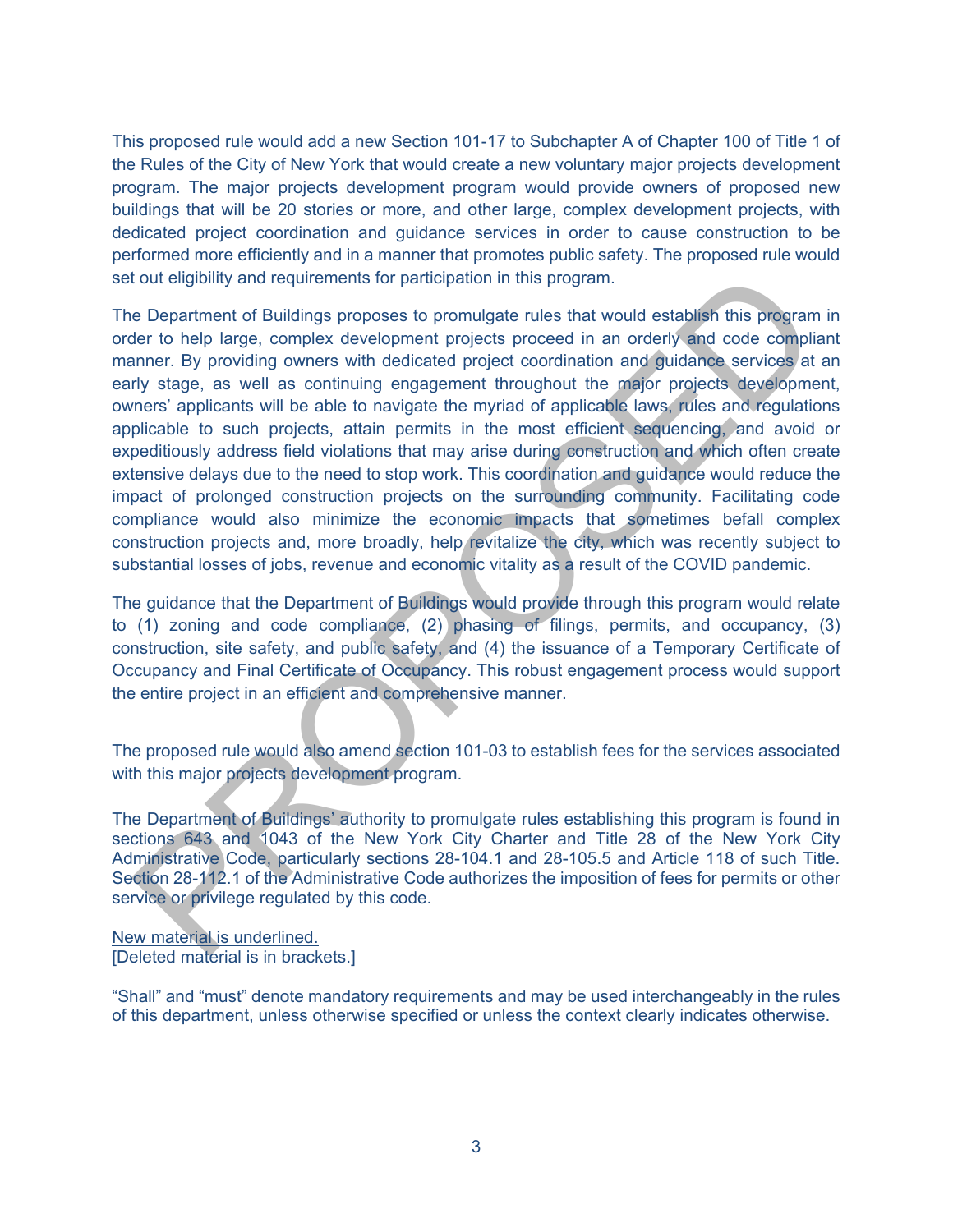This proposed rule would add a new Section 101-17 to Subchapter A of Chapter 100 of Title 1 of the Rules of the City of New York that would create a new voluntary major projects development program. The major projects development program would provide owners of proposed new buildings that will be 20 stories or more, and other large, complex development projects, with dedicated project coordination and guidance services in order to cause construction to be performed more efficiently and in a manner that promotes public safety. The proposed rule would set out eligibility and requirements for participation in this program.

The Department of Buildings proposes to promulgate rules that would establish this program in order to help large, complex development projects proceed in an orderly and code compliant manner. By providing owners with dedicated project coordination and guidance services at an early stage, as well as continuing engagement throughout the major projects development, owners' applicants will be able to navigate the myriad of applicable laws, rules and regulations applicable to such projects, attain permits in the most efficient sequencing, and avoid or expeditiously address field violations that may arise during construction and which often create extensive delays due to the need to stop work. This coordination and guidance would reduce the impact of prolonged construction projects on the surrounding community. Facilitating code compliance would also minimize the economic impacts that sometimes befall complex construction projects and, more broadly, help revitalize the city, which was recently subject to substantial losses of jobs, revenue and economic vitality as a result of the COVID pandemic.

The guidance that the Department of Buildings would provide through this program would relate to (1) zoning and code compliance, (2) phasing of filings, permits, and occupancy, (3) construction, site safety, and public safety, and (4) the issuance of a Temporary Certificate of Occupancy and Final Certificate of Occupancy. This robust engagement process would support the entire project in an efficient and comprehensive manner.

The proposed rule would also amend section 101-03 to establish fees for the services associated with this major projects development program.

The Department of Buildings' authority to promulgate rules establishing this program is found in sections 643 and 1043 of the New York City Charter and Title 28 of the New York City Administrative Code, particularly sections 28-104.1 and 28-105.5 and Article 118 of such Title. Section 28-112.1 of the Administrative Code authorizes the imposition of fees for permits or other service or privilege regulated by this code.

<u>New material is underlined.</u>
[Deleted material is in brackets.]

"Shall" and "must" denote mandatory requirements and may be used interchangeably in the rules of this department, unless otherwise specified or unless the context clearly indicates otherwise.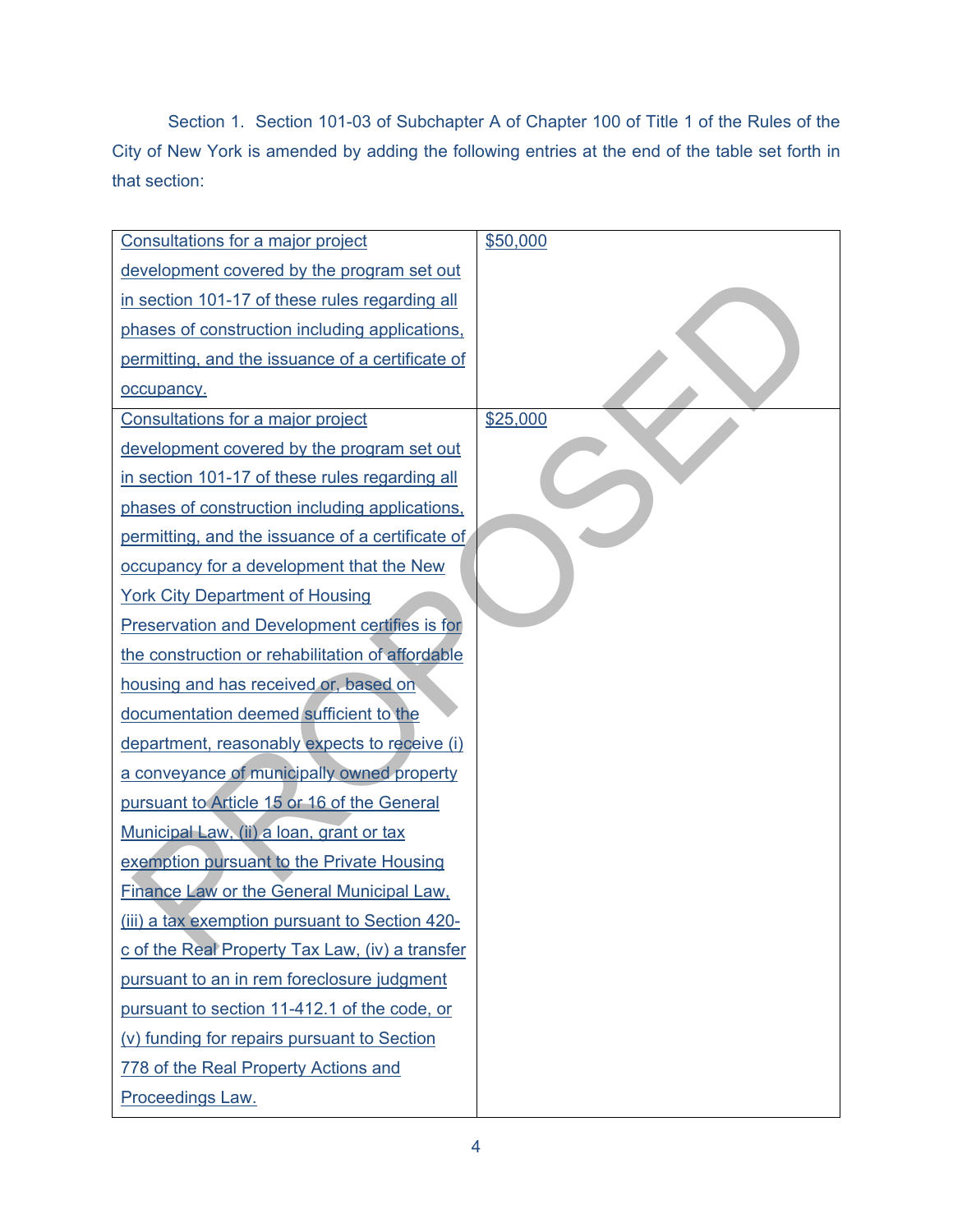Section 1. Section 101-03 of Subchapter A of Chapter 100 of Title 1 of the Rules of the City of New York is amended by adding the following entries at the end of the table set forth in that section:

| | |
|---|---|
| Consultations for a major project development covered by the program set out in section 101-17 of these rules regarding all phases of construction including applications, permitting, and the issuance of a certificate of occupancy. | $50,000 |
| Consultations for a major project development covered by the program set out in section 101-17 of these rules regarding all phases of construction including applications, permitting, and the issuance of a certificate of occupancy for a development that the New York City Department of Housing Preservation and Development certifies is for the construction or rehabilitation of affordable housing and has received or, based on documentation deemed sufficient to the department, reasonably expects to receive (i) a conveyance of municipally owned property pursuant to Article 15 or 16 of the General Municipal Law, (ii) a loan, grant or tax exemption pursuant to the Private Housing Finance Law or the General Municipal Law, (iii) a tax exemption pursuant to Section 420-c of the Real Property Tax Law, (iv) a transfer pursuant to an in rem foreclosure judgment pursuant to section 11-412.1 of the code, or (v) funding for repairs pursuant to Section 778 of the Real Property Actions and Proceedings Law. | $25,000 |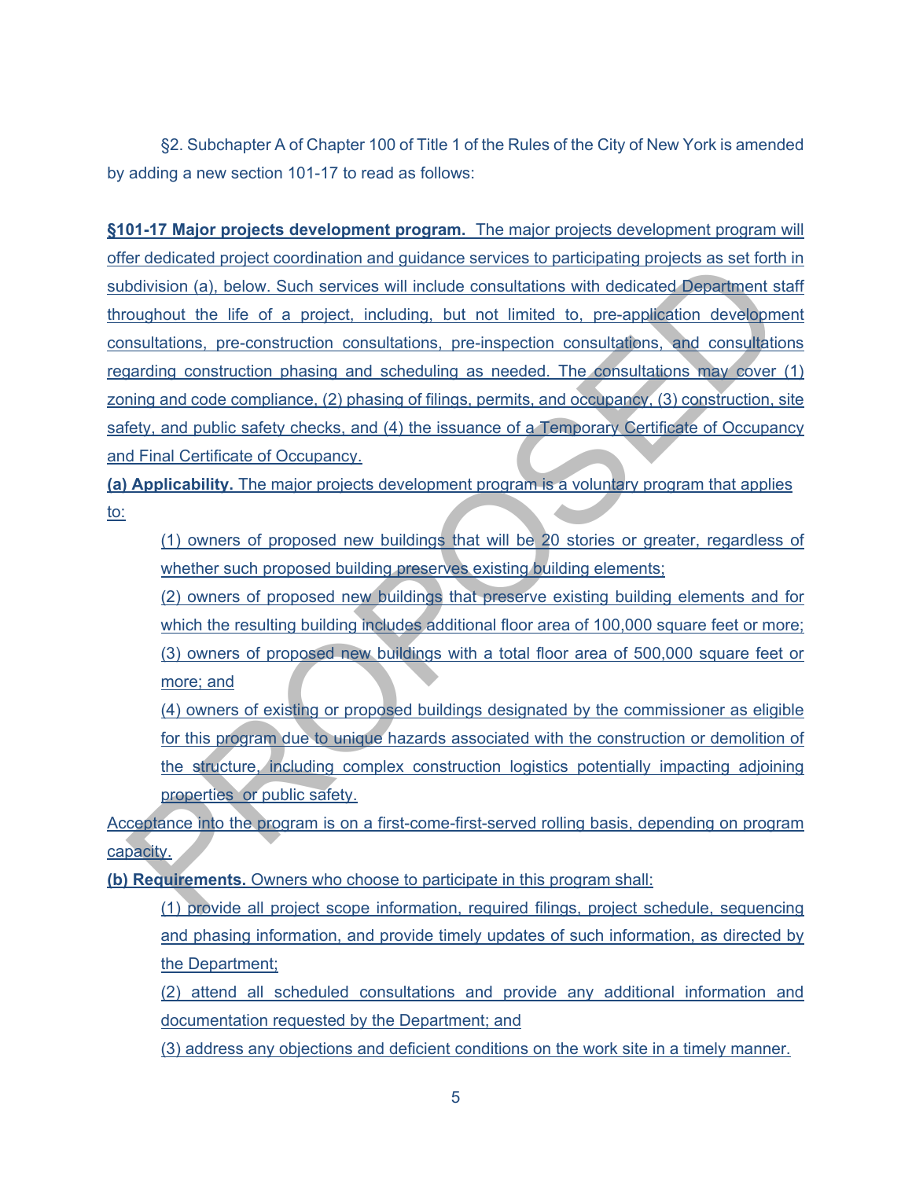§2. Subchapter A of Chapter 100 of Title 1 of the Rules of the City of New York is amended by adding a new section 101-17 to read as follows:

**§101-17 Major projects development program.** The major projects development program will offer dedicated project coordination and guidance services to participating projects as set forth in subdivision (a), below. Such services will include consultations with dedicated Department staff throughout the life of a project, including, but not limited to, pre-application development consultations, pre-construction consultations, pre-inspection consultations, and consultations regarding construction phasing and scheduling as needed. The consultations may cover (1) zoning and code compliance, (2) phasing of filings, permits, and occupancy, (3) construction, site safety, and public safety checks, and (4) the issuance of a Temporary Certificate of Occupancy and Final Certificate of Occupancy.

**(a) Applicability.** The major projects development program is a voluntary program that applies to:

(1) owners of proposed new buildings that will be 20 stories or greater, regardless of whether such proposed building preserves existing building elements;

(2) owners of proposed new buildings that preserve existing building elements and for which the resulting building includes additional floor area of 100,000 square feet or more;

(3) owners of proposed new buildings with a total floor area of 500,000 square feet or more; and

(4) owners of existing or proposed buildings designated by the commissioner as eligible for this program due to unique hazards associated with the construction or demolition of the structure, including complex construction logistics potentially impacting adjoining properties or public safety.

Acceptance into the program is on a first-come-first-served rolling basis, depending on program capacity.

**(b) Requirements.** Owners who choose to participate in this program shall:

(1) provide all project scope information, required filings, project schedule, sequencing and phasing information, and provide timely updates of such information, as directed by the Department;

(2) attend all scheduled consultations and provide any additional information and documentation requested by the Department; and

(3) address any objections and deficient conditions on the work site in a timely manner.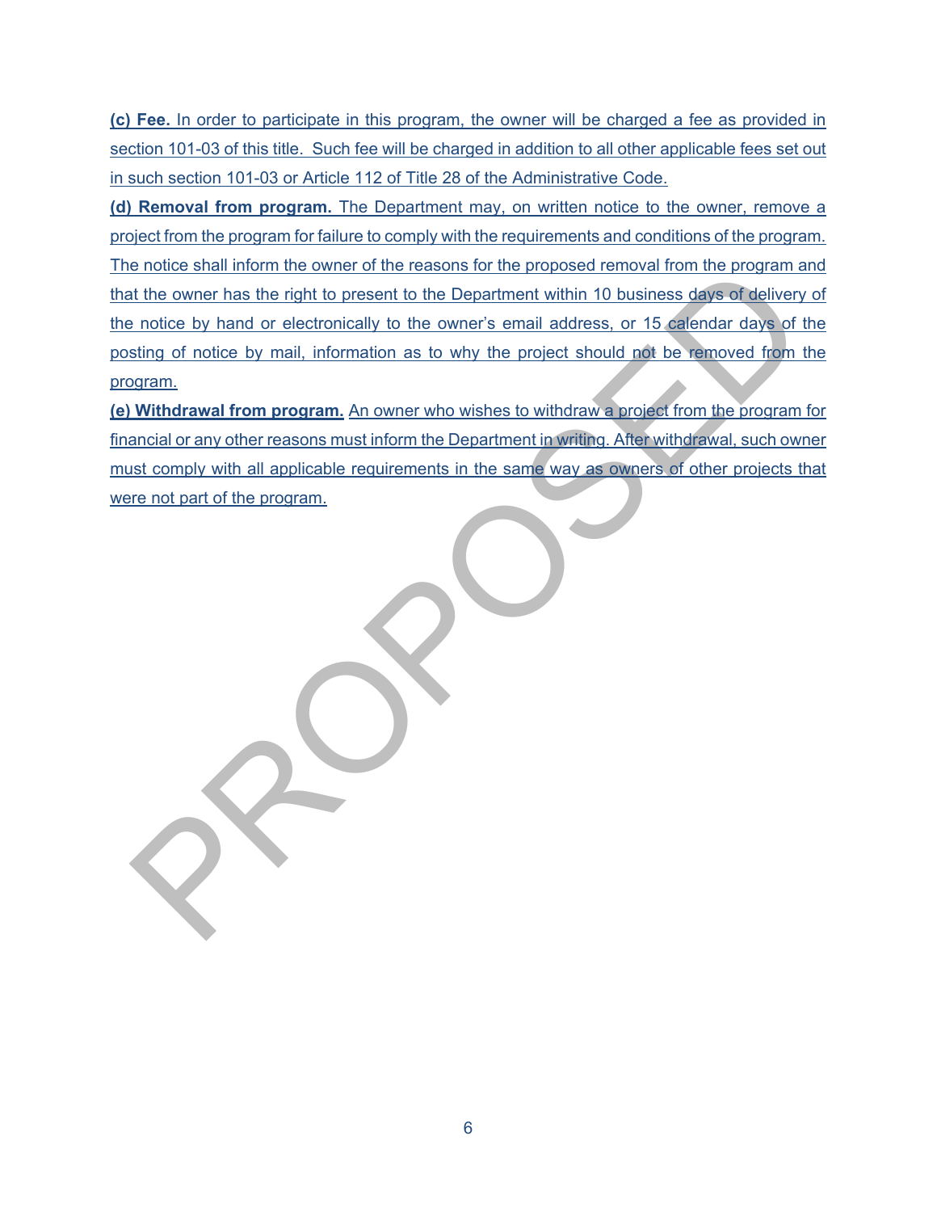**(c) Fee.** In order to participate in this program, the owner will be charged a fee as provided in section 101-03 of this title. Such fee will be charged in addition to all other applicable fees set out in such section 101-03 or Article 112 of Title 28 of the Administrative Code.

**(d) Removal from program.** The Department may, on written notice to the owner, remove a project from the program for failure to comply with the requirements and conditions of the program. The notice shall inform the owner of the reasons for the proposed removal from the program and that the owner has the right to present to the Department within 10 business days of delivery of the notice by hand or electronically to the owner's email address, or 15 calendar days of the posting of notice by mail, information as to why the project should not be removed from the program.

**(e) Withdrawal from program.** An owner who wishes to withdraw a project from the program for financial or any other reasons must inform the Department in writing. After withdrawal, such owner must comply with all applicable requirements in the same way as owners of other projects that were not part of the program.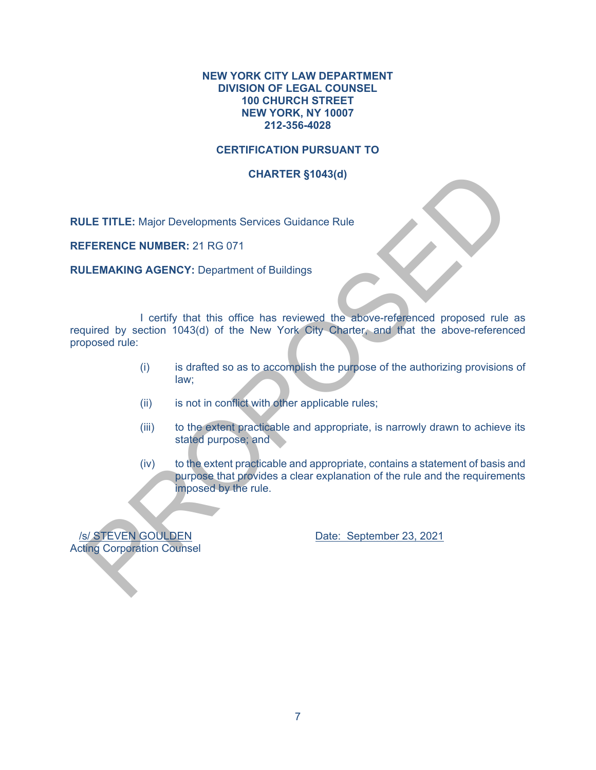**NEW YORK CITY LAW DEPARTMENT**
**DIVISION OF LEGAL COUNSEL**
**100 CHURCH STREET**
**NEW YORK, NY 10007**
**212-356-4028**

**CERTIFICATION PURSUANT TO**

**CHARTER §1043(d)**

**RULE TITLE:** Major Developments Services Guidance Rule

**REFERENCE NUMBER:** 21 RG 071

**RULEMAKING AGENCY:** Department of Buildings

I certify that this office has reviewed the above-referenced proposed rule as required by section 1043(d) of the New York City Charter, and that the above-referenced proposed rule:

(i) is drafted so as to accomplish the purpose of the authorizing provisions of law;

(ii) is not in conflict with other applicable rules;

(iii) to the extent practicable and appropriate, is narrowly drawn to achieve its stated purpose; and

(iv) to the extent practicable and appropriate, contains a statement of basis and purpose that provides a clear explanation of the rule and the requirements imposed by the rule.

/s/ STEVEN GOULDEN
Acting Corporation Counsel

Date: September 23, 2021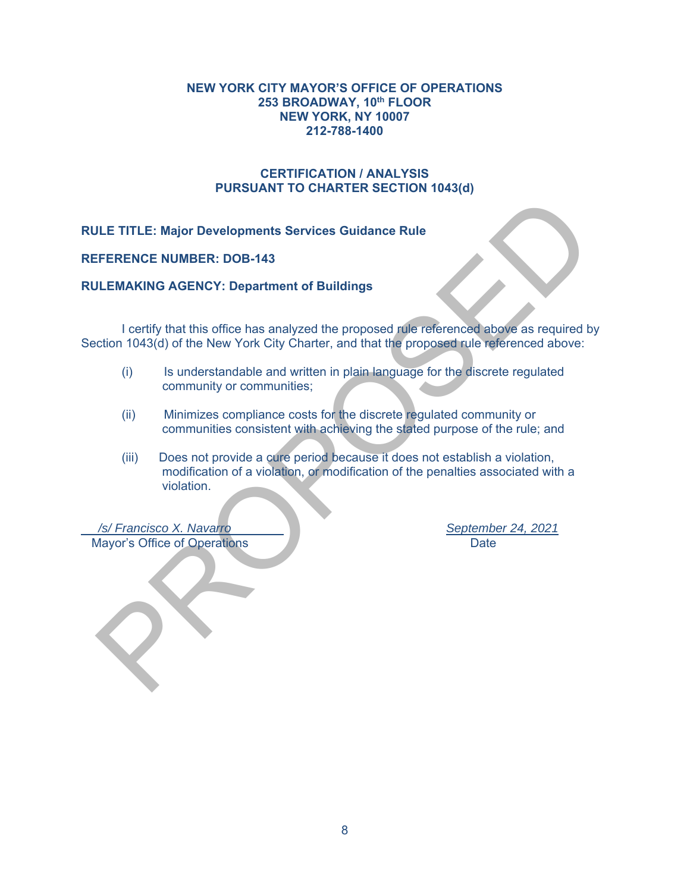**NEW YORK CITY MAYOR'S OFFICE OF OPERATIONS**
**253 BROADWAY, 10th FLOOR**
**NEW YORK, NY 10007**
**212-788-1400**

**CERTIFICATION / ANALYSIS**
**PURSUANT TO CHARTER SECTION 1043(d)**

**RULE TITLE: Major Developments Services Guidance Rule**

**REFERENCE NUMBER: DOB-143**

**RULEMAKING AGENCY: Department of Buildings**

I certify that this office has analyzed the proposed rule referenced above as required by Section 1043(d) of the New York City Charter, and that the proposed rule referenced above:

(i) Is understandable and written in plain language for the discrete regulated community or communities;

(ii) Minimizes compliance costs for the discrete regulated community or communities consistent with achieving the stated purpose of the rule; and

(iii) Does not provide a cure period because it does not establish a violation, modification of a violation, or modification of the penalties associated with a violation.

*/s/ Francisco X. Navarro*
Mayor's Office of Operations

*September 24, 2021*
Date

PROPOSED